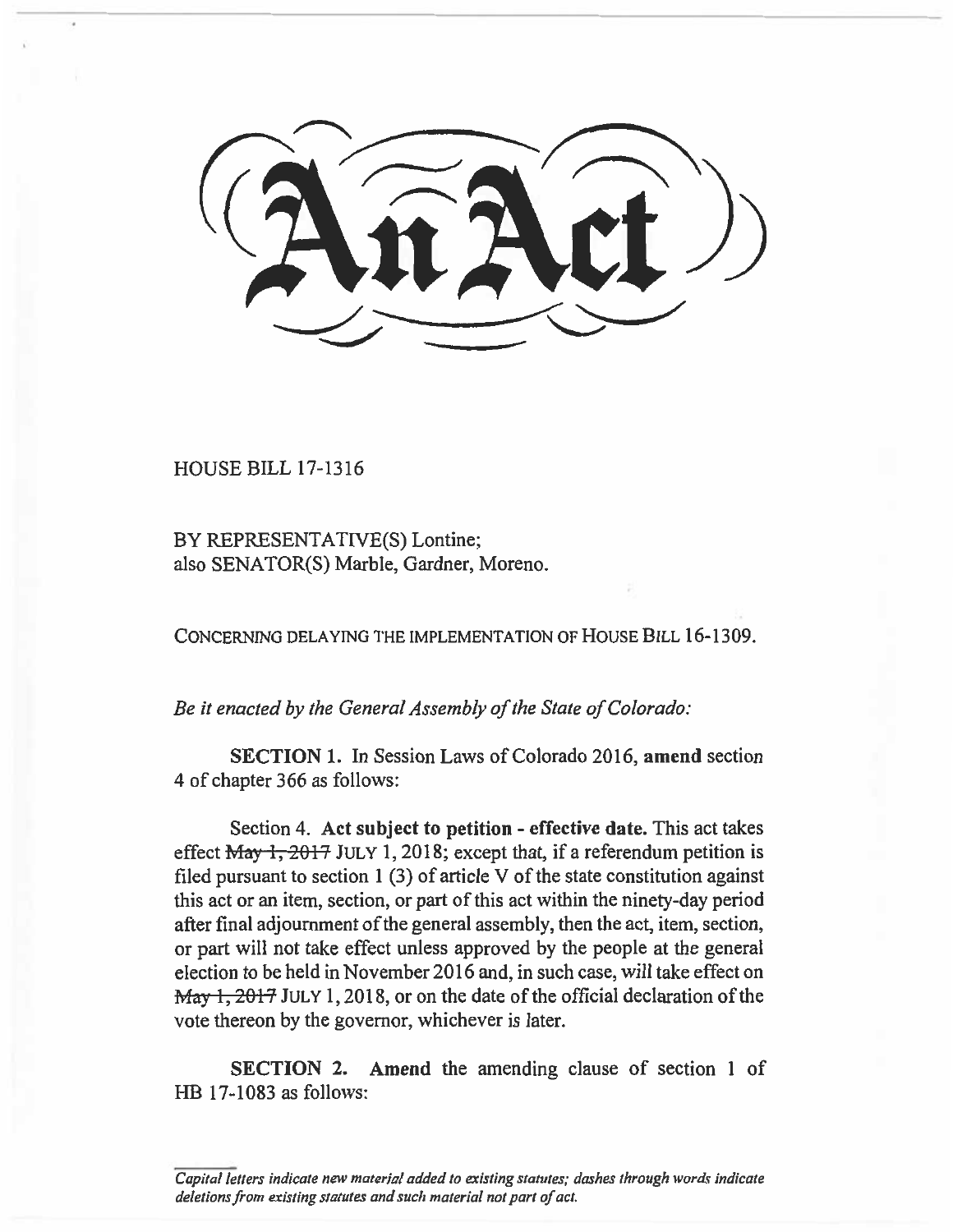# An Act

HOUSE BILL 17-1316

BY REPRESENTATIVE(S) Lontine;
also SENATOR(S) Marble, Gardner, Moreno.

CONCERNING DELAYING THE IMPLEMENTATION OF HOUSE BILL 16-1309.

*Be it enacted by the General Assembly of the State of Colorado:*

**SECTION 1.** In Session Laws of Colorado 2016, **amend** section 4 of chapter 366 as follows:

Section 4. **Act subject to petition - effective date.** This act takes effect ~~May 1, 2017~~ JULY 1, 2018; except that, if a referendum petition is filed pursuant to section 1 (3) of article V of the state constitution against this act or an item, section, or part of this act within the ninety-day period after final adjournment of the general assembly, then the act, item, section, or part will not take effect unless approved by the people at the general election to be held in November 2016 and, in such case, will take effect on ~~May 1, 2017~~ JULY 1, 2018, or on the date of the official declaration of the vote thereon by the governor, whichever is later.

**SECTION 2. Amend** the amending clause of section 1 of HB 17-1083 as follows:

*Capital letters indicate new material added to existing statutes; dashes through words indicate deletions from existing statutes and such material not part of act.*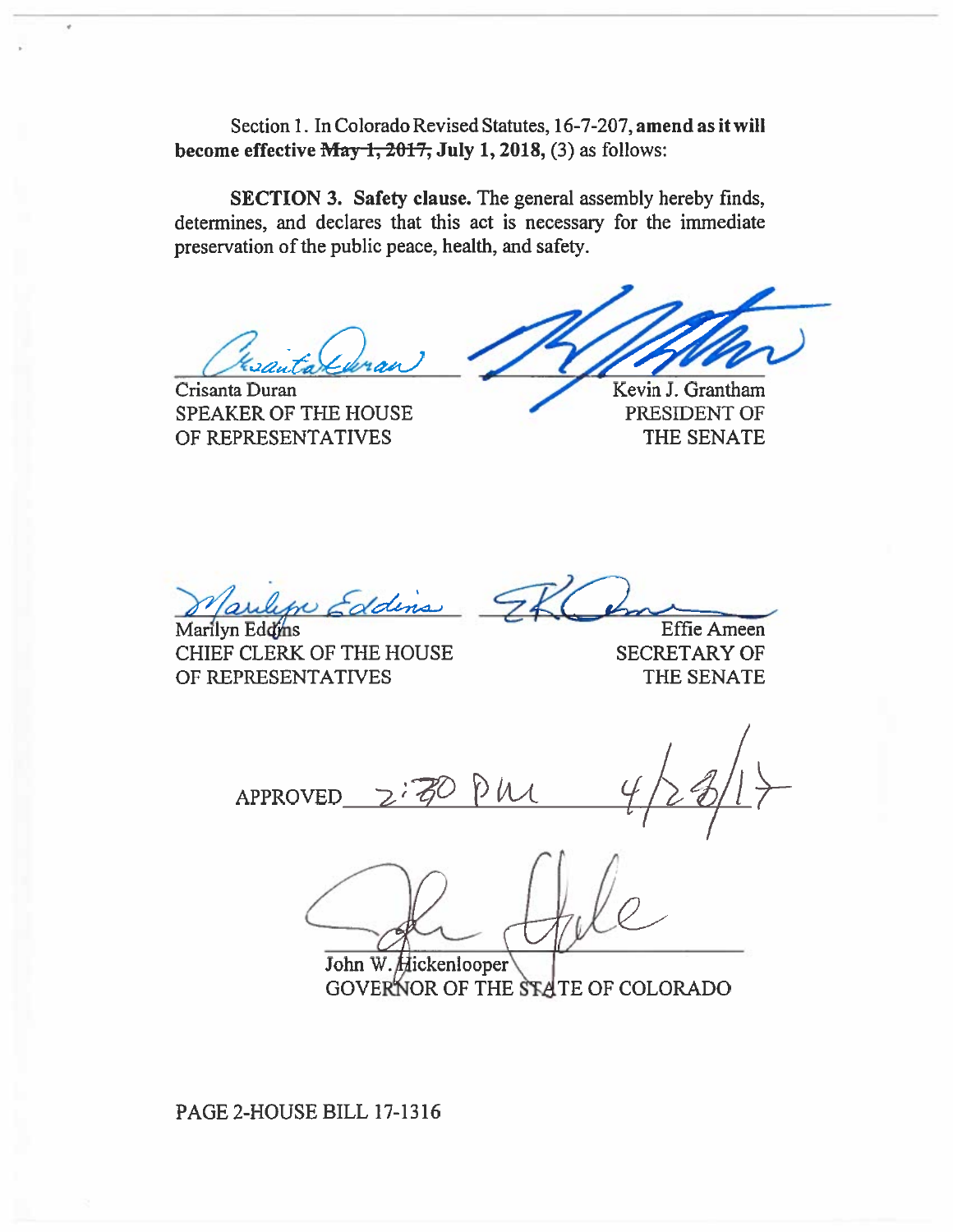Section 1. In Colorado Revised Statutes, 16-7-207, **amend as it will become effective** ~~**May 1, 2017,**~~ **July 1, 2018,** (3) as follows:

**SECTION 3. Safety clause.** The general assembly hereby finds, determines, and declares that this act is necessary for the immediate preservation of the public peace, health, and safety.

| | |
|---|---|
| Crisanta Duran<br>SPEAKER OF THE HOUSE<br>OF REPRESENTATIVES | Kevin J. Grantham<br>PRESIDENT OF<br>THE SENATE |
| Marilyn Eddins<br>CHIEF CLERK OF THE HOUSE<br>OF REPRESENTATIVES | Effie Ameen<br>SECRETARY OF<br>THE SENATE |

APPROVED 2:30 PM 4/28/17

John W. Hickenlooper
GOVERNOR OF THE STATE OF COLORADO

PAGE 2-HOUSE BILL 17-1316